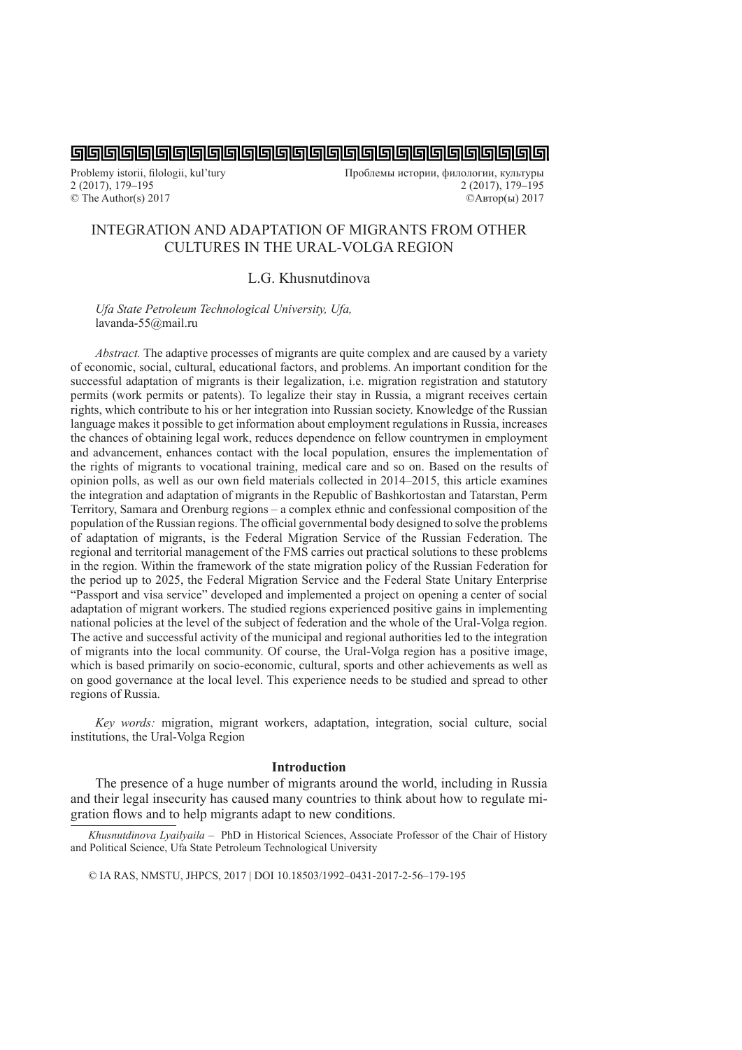Problemy istorii, filologii, kul'tury
2 (2017), 179–195
© The Author(s) 2017

Проблемы истории, филологии, культуры
2 (2017), 179–195
©Автор(ы) 2017

# INTEGRATION AND ADAPTATION OF MIGRANTS FROM OTHER CULTURES IN THE URAL-VOLGA REGION

L.G. Khusnutdinova

*Ufa State Petroleum Technological University, Ufa,*
lavanda-55@mail.ru

*Abstract.* The adaptive processes of migrants are quite complex and are caused by a variety of economic, social, cultural, educational factors, and problems. An important condition for the successful adaptation of migrants is their legalization, i.e. migration registration and statutory permits (work permits or patents). To legalize their stay in Russia, a migrant receives certain rights, which contribute to his or her integration into Russian society. Knowledge of the Russian language makes it possible to get information about employment regulations in Russia, increases the chances of obtaining legal work, reduces dependence on fellow countrymen in employment and advancement, enhances contact with the local population, ensures the implementation of the rights of migrants to vocational training, medical care and so on. Based on the results of opinion polls, as well as our own field materials collected in 2014–2015, this article examines the integration and adaptation of migrants in the Republic of Bashkortostan and Tatarstan, Perm Territory, Samara and Orenburg regions – a complex ethnic and confessional composition of the population of the Russian regions. The official governmental body designed to solve the problems of adaptation of migrants, is the Federal Migration Service of the Russian Federation. The regional and territorial management of the FMS carries out practical solutions to these problems in the region. Within the framework of the state migration policy of the Russian Federation for the period up to 2025, the Federal Migration Service and the Federal State Unitary Enterprise "Passport and visa service" developed and implemented a project on opening a center of social adaptation of migrant workers. The studied regions experienced positive gains in implementing national policies at the level of the subject of federation and the whole of the Ural-Volga region. The active and successful activity of the municipal and regional authorities led to the integration of migrants into the local community. Of course, the Ural-Volga region has a positive image, which is based primarily on socio-economic, cultural, sports and other achievements as well as on good governance at the local level. This experience needs to be studied and spread to other regions of Russia.

*Key words:* migration, migrant workers, adaptation, integration, social culture, social institutions, the Ural-Volga Region

## Introduction

The presence of a huge number of migrants around the world, including in Russia and their legal insecurity has caused many countries to think about how to regulate migration flows and to help migrants adapt to new conditions.

*Khusnutdinova Lyailyaila* – PhD in Historical Sciences, Associate Professor of the Chair of History and Political Science, Ufa State Petroleum Technological University

© IA RAS, NMSTU, JHPCS, 2017 | DOI 10.18503/1992–0431-2017-2-56–179-195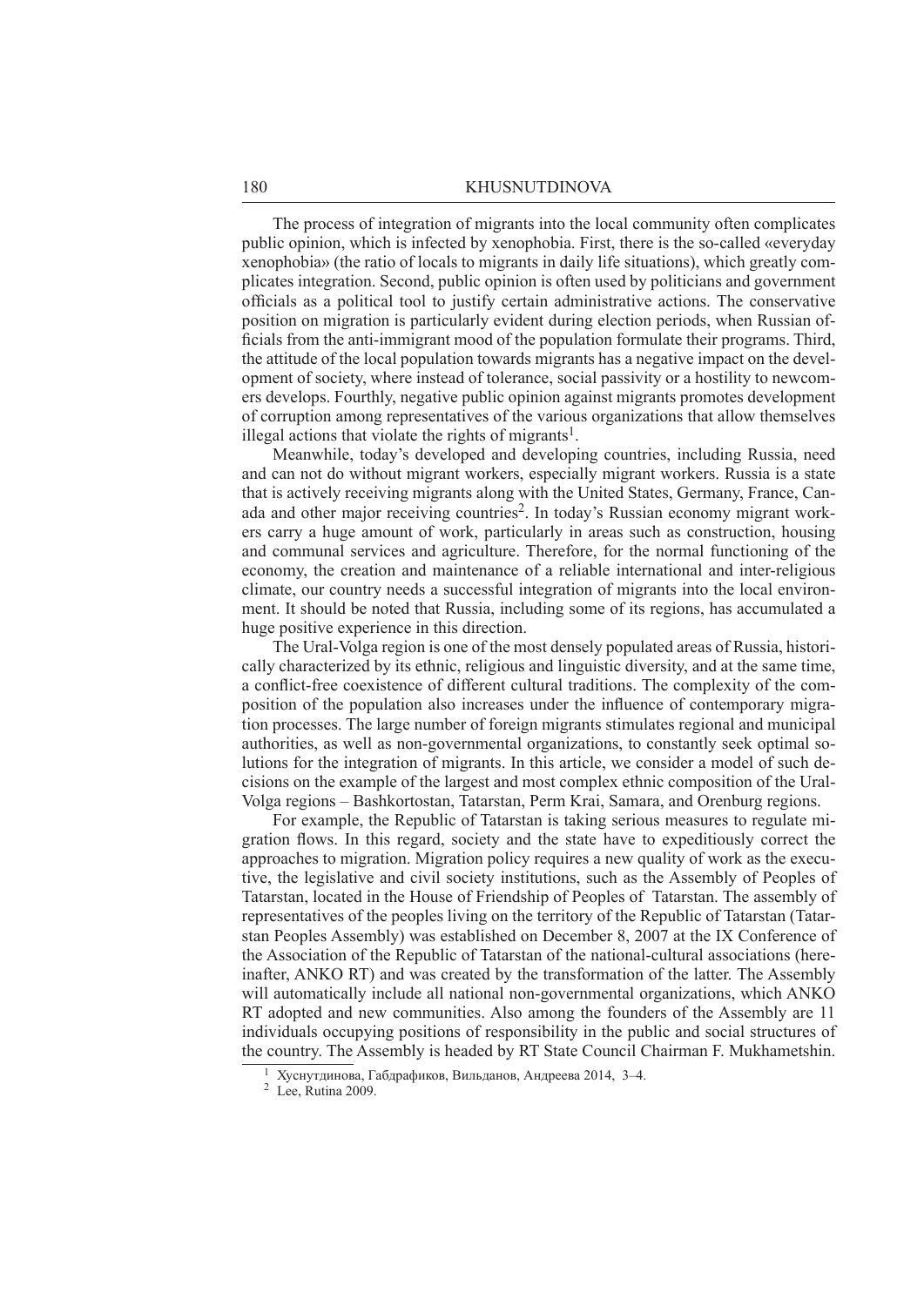The process of integration of migrants into the local community often complicates public opinion, which is infected by xenophobia. First, there is the so-called «everyday xenophobia» (the ratio of locals to migrants in daily life situations), which greatly complicates integration. Second, public opinion is often used by politicians and government officials as a political tool to justify certain administrative actions. The conservative position on migration is particularly evident during election periods, when Russian officials from the anti-immigrant mood of the population formulate their programs. Third, the attitude of the local population towards migrants has a negative impact on the development of society, where instead of tolerance, social passivity or a hostility to newcomers develops. Fourthly, negative public opinion against migrants promotes development of corruption among representatives of the various organizations that allow themselves illegal actions that violate the rights of migrants[1].

Meanwhile, today's developed and developing countries, including Russia, need and can not do without migrant workers, especially migrant workers. Russia is a state that is actively receiving migrants along with the United States, Germany, France, Canada and other major receiving countries[2]. In today's Russian economy migrant workers carry a huge amount of work, particularly in areas such as construction, housing and communal services and agriculture. Therefore, for the normal functioning of the economy, the creation and maintenance of a reliable international and inter-religious climate, our country needs a successful integration of migrants into the local environment. It should be noted that Russia, including some of its regions, has accumulated a huge positive experience in this direction.

The Ural-Volga region is one of the most densely populated areas of Russia, historically characterized by its ethnic, religious and linguistic diversity, and at the same time, a conflict-free coexistence of different cultural traditions. The complexity of the composition of the population also increases under the influence of contemporary migration processes. The large number of foreign migrants stimulates regional and municipal authorities, as well as non-governmental organizations, to constantly seek optimal solutions for the integration of migrants. In this article, we consider a model of such decisions on the example of the largest and most complex ethnic composition of the Ural-Volga regions – Bashkortostan, Tatarstan, Perm Krai, Samara, and Orenburg regions.

For example, the Republic of Tatarstan is taking serious measures to regulate migration flows. In this regard, society and the state have to expeditiously correct the approaches to migration. Migration policy requires a new quality of work as the executive, the legislative and civil society institutions, such as the Assembly of Peoples of Tatarstan, located in the House of Friendship of Peoples of Tatarstan. The assembly of representatives of the peoples living on the territory of the Republic of Tatarstan (Tatarstan Peoples Assembly) was established on December 8, 2007 at the IX Conference of the Association of the Republic of Tatarstan of the national-cultural associations (hereinafter, ANKO RT) and was created by the transformation of the latter. The Assembly will automatically include all national non-governmental organizations, which ANKO RT adopted and new communities. Also among the founders of the Assembly are 11 individuals occupying positions of responsibility in the public and social structures of the country. The Assembly is headed by RT State Council Chairman F. Mukhametshin.

[1] Хуснутдинова, Габдрафиков, Вильданов, Андреева 2014, 3–4.

[2] Lee, Rutina 2009.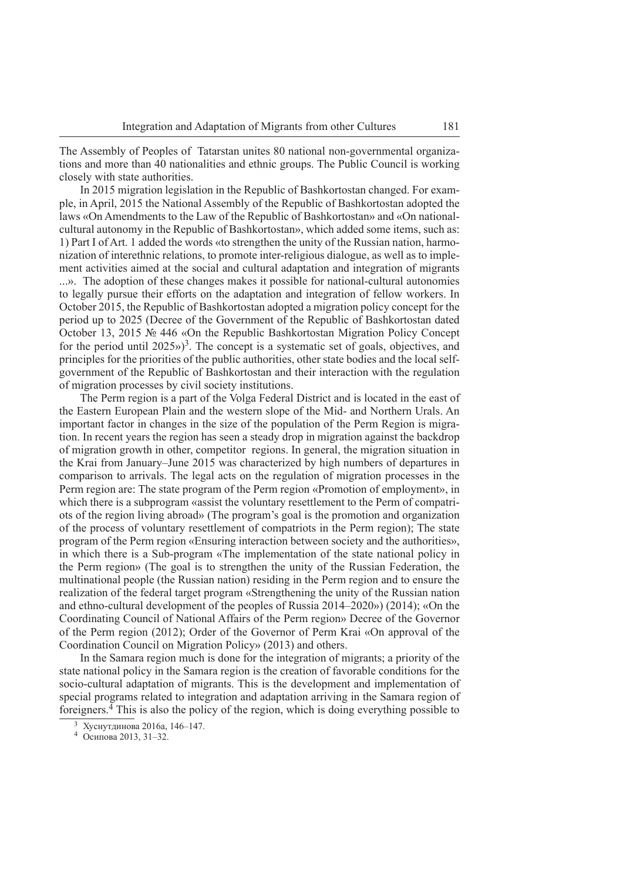The Assembly of Peoples of Tatarstan unites 80 national non-governmental organizations and more than 40 nationalities and ethnic groups. The Public Council is working closely with state authorities.

In 2015 migration legislation in the Republic of Bashkortostan changed. For example, in April, 2015 the National Assembly of the Republic of Bashkortostan adopted the laws «On Amendments to the Law of the Republic of Bashkortostan» and «On national-cultural autonomy in the Republic of Bashkortostan», which added some items, such as: 1) Part I of Art. 1 added the words «to strengthen the unity of the Russian nation, harmonization of interethnic relations, to promote inter-religious dialogue, as well as to implement activities aimed at the social and cultural adaptation and integration of migrants ...». The adoption of these changes makes it possible for national-cultural autonomies to legally pursue their efforts on the adaptation and integration of fellow workers. In October 2015, the Republic of Bashkortostan adopted a migration policy concept for the period up to 2025 (Decree of the Government of the Republic of Bashkortostan dated October 13, 2015 № 446 «On the Republic Bashkortostan Migration Policy Concept for the period until 2025»)[3]. The concept is a systematic set of goals, objectives, and principles for the priorities of the public authorities, other state bodies and the local self-government of the Republic of Bashkortostan and their interaction with the regulation of migration processes by civil society institutions.

The Perm region is a part of the Volga Federal District and is located in the east of the Eastern European Plain and the western slope of the Mid- and Northern Urals. An important factor in changes in the size of the population of the Perm Region is migration. In recent years the region has seen a steady drop in migration against the backdrop of migration growth in other, competitor regions. In general, the migration situation in the Krai from January–June 2015 was characterized by high numbers of departures in comparison to arrivals. The legal acts on the regulation of migration processes in the Perm region are: The state program of the Perm region «Promotion of employment», in which there is a subprogram «assist the voluntary resettlement to the Perm of compatriots of the region living abroad» (The program's goal is the promotion and organization of the process of voluntary resettlement of compatriots in the Perm region); The state program of the Perm region «Ensuring interaction between society and the authorities», in which there is a Sub-program «The implementation of the state national policy in the Perm region» (The goal is to strengthen the unity of the Russian Federation, the multinational people (the Russian nation) residing in the Perm region and to ensure the realization of the federal target program «Strengthening the unity of the Russian nation and ethno-cultural development of the peoples of Russia 2014–2020») (2014); «On the Coordinating Council of National Affairs of the Perm region» Decree of the Governor of the Perm region (2012); Order of the Governor of Perm Krai «On approval of the Coordination Council on Migration Policy» (2013) and others.

In the Samara region much is done for the integration of migrants; a priority of the state national policy in the Samara region is the creation of favorable conditions for the socio-cultural adaptation of migrants. This is the development and implementation of special programs related to integration and adaptation arriving in the Samara region of foreigners.[4] This is also the policy of the region, which is doing everything possible to

---

[3] Хуснутдинова 2016a, 146–147.

[4] Осипова 2013, 31–32.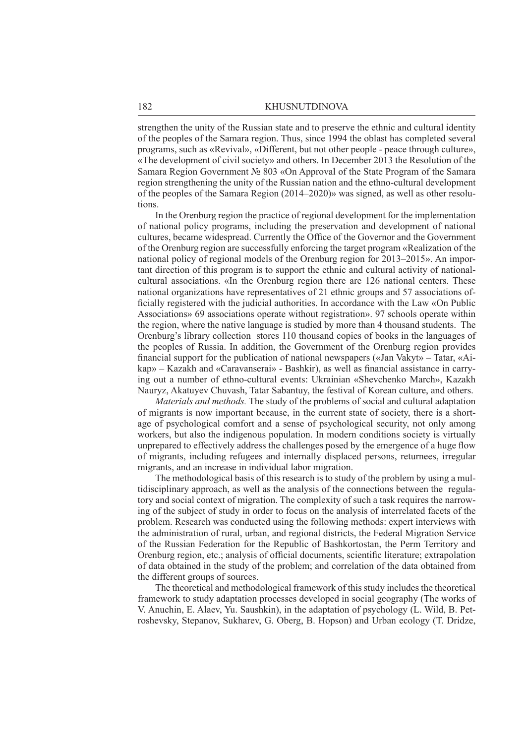strengthen the unity of the Russian state and to preserve the ethnic and cultural identity of the peoples of the Samara region. Thus, since 1994 the oblast has completed several programs, such as «Revival», «Different, but not other people - peace through culture», «The development of civil society» and others. In December 2013 the Resolution of the Samara Region Government № 803 «On Approval of the State Program of the Samara region strengthening the unity of the Russian nation and the ethno-cultural development of the peoples of the Samara Region (2014–2020)» was signed, as well as other resolutions.

In the Orenburg region the practice of regional development for the implementation of national policy programs, including the preservation and development of national cultures, became widespread. Currently the Office of the Governor and the Government of the Orenburg region are successfully enforcing the target program «Realization of the national policy of regional models of the Orenburg region for 2013–2015». An important direction of this program is to support the ethnic and cultural activity of national-cultural associations. «In the Orenburg region there are 126 national centers. These national organizations have representatives of 21 ethnic groups and 57 associations officially registered with the judicial authorities. In accordance with the Law «On Public Associations» 69 associations operate without registration». 97 schools operate within the region, where the native language is studied by more than 4 thousand students. The Orenburg's library collection stores 110 thousand copies of books in the languages of the peoples of Russia. In addition, the Government of the Orenburg region provides financial support for the publication of national newspapers («Jan Vakyt» – Tatar, «Aikap» – Kazakh and «Caravanserai» - Bashkir), as well as financial assistance in carrying out a number of ethno-cultural events: Ukrainian «Shevchenko March», Kazakh Nauryz, Akatuyev Chuvash, Tatar Sabantuy, the festival of Korean culture, and others.

*Materials and methods.* The study of the problems of social and cultural adaptation of migrants is now important because, in the current state of society, there is a shortage of psychological comfort and a sense of psychological security, not only among workers, but also the indigenous population. In modern conditions society is virtually unprepared to effectively address the challenges posed by the emergence of a huge flow of migrants, including refugees and internally displaced persons, returnees, irregular migrants, and an increase in individual labor migration.

The methodological basis of this research is to study of the problem by using a multidisciplinary approach, as well as the analysis of the connections between the regulatory and social context of migration. The complexity of such a task requires the narrowing of the subject of study in order to focus on the analysis of interrelated facets of the problem. Research was conducted using the following methods: expert interviews with the administration of rural, urban, and regional districts, the Federal Migration Service of the Russian Federation for the Republic of Bashkortostan, the Perm Territory and Orenburg region, etc.; analysis of official documents, scientific literature; extrapolation of data obtained in the study of the problem; and correlation of the data obtained from the different groups of sources.

The theoretical and methodological framework of this study includes the theoretical framework to study adaptation processes developed in social geography (The works of V. Anuchin, E. Alaev, Yu. Saushkin), in the adaptation of psychology (L. Wild, B. Petroshevsky, Stepanov, Sukharev, G. Oberg, B. Hopson) and Urban ecology (T. Dridze,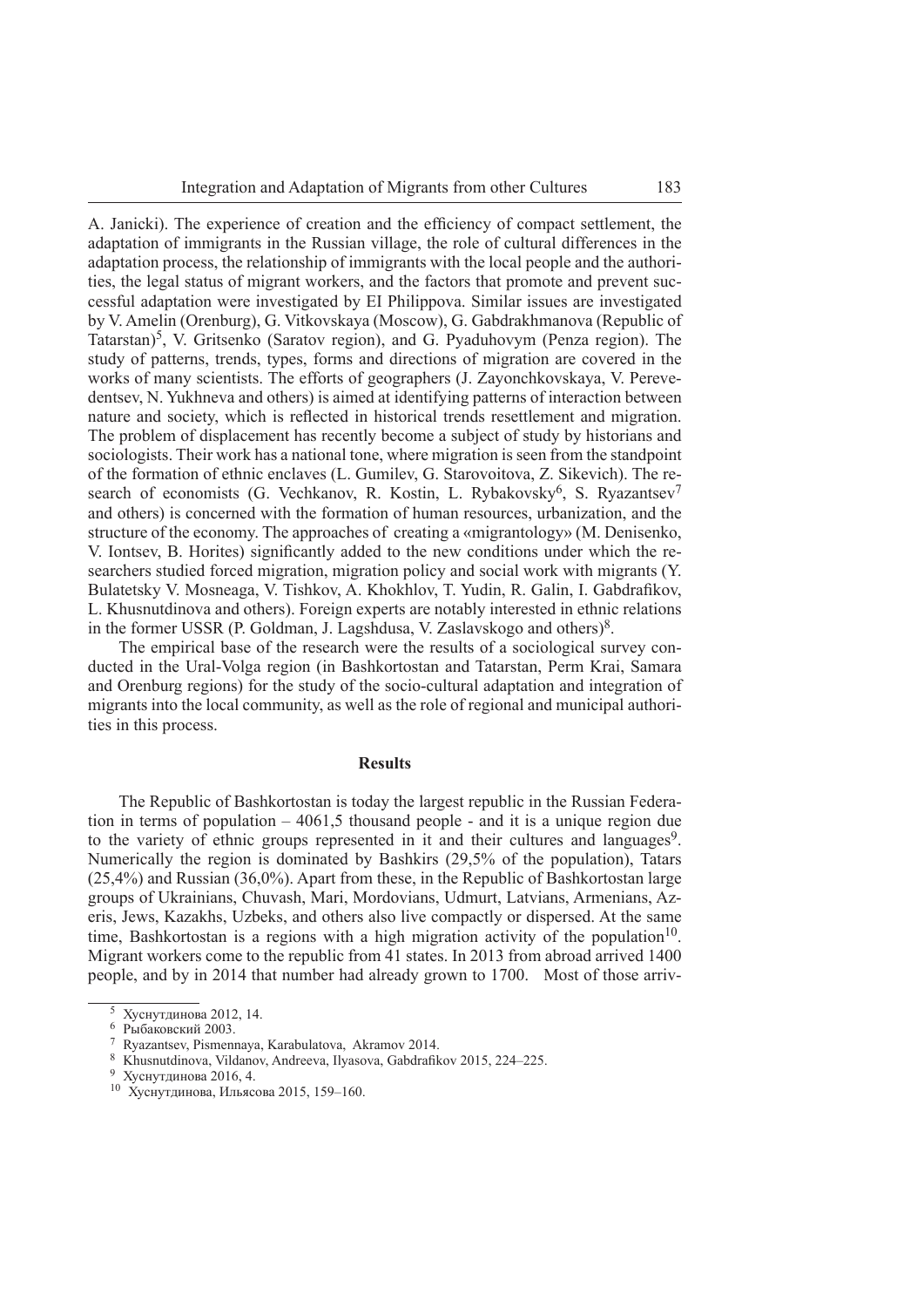A. Janicki). The experience of creation and the efficiency of compact settlement, the adaptation of immigrants in the Russian village, the role of cultural differences in the adaptation process, the relationship of immigrants with the local people and the authorities, the legal status of migrant workers, and the factors that promote and prevent successful adaptation were investigated by EI Philippova. Similar issues are investigated by V. Amelin (Orenburg), G. Vitkovskaya (Moscow), G. Gabdrakhmanova (Republic of Tatarstan)[5], V. Gritsenko (Saratov region), and G. Pyaduhovym (Penza region). The study of patterns, trends, types, forms and directions of migration are covered in the works of many scientists. The efforts of geographers (J. Zayonchkovskaya, V. Perevedentsev, N. Yukhneva and others) is aimed at identifying patterns of interaction between nature and society, which is reflected in historical trends resettlement and migration. The problem of displacement has recently become a subject of study by historians and sociologists. Their work has a national tone, where migration is seen from the standpoint of the formation of ethnic enclaves (L. Gumilev, G. Starovoitova, Z. Sikevich). The research of economists (G. Vechkanov, R. Kostin, L. Rybakovsky[6], S. Ryazantsev[7] and others) is concerned with the formation of human resources, urbanization, and the structure of the economy. The approaches of creating a «migrantology» (M. Denisenko, V. Iontsev, B. Horites) significantly added to the new conditions under which the researchers studied forced migration, migration policy and social work with migrants (Y. Bulatetsky V. Mosneaga, V. Tishkov, A. Khokhlov, T. Yudin, R. Galin, I. Gabdrafikov, L. Khusnutdinova and others). Foreign experts are notably interested in ethnic relations in the former USSR (P. Goldman, J. Lagshdusa, V. Zaslavskogo and others)[8].

The empirical base of the research were the results of a sociological survey conducted in the Ural-Volga region (in Bashkortostan and Tatarstan, Perm Krai, Samara and Orenburg regions) for the study of the socio-cultural adaptation and integration of migrants into the local community, as well as the role of regional and municipal authorities in this process.

## Results

The Republic of Bashkortostan is today the largest republic in the Russian Federation in terms of population – 4061,5 thousand people - and it is a unique region due to the variety of ethnic groups represented in it and their cultures and languages[9]. Numerically the region is dominated by Bashkirs (29,5% of the population), Tatars (25,4%) and Russian (36,0%). Apart from these, in the Republic of Bashkortostan large groups of Ukrainians, Chuvash, Mari, Mordovians, Udmurt, Latvians, Armenians, Azeris, Jews, Kazakhs, Uzbeks, and others also live compactly or dispersed. At the same time, Bashkortostan is a regions with a high migration activity of the population[10]. Migrant workers come to the republic from 41 states. In 2013 from abroad arrived 1400 people, and by in 2014 that number had already grown to 1700. Most of those arriv-

---

[5] Хуснутдинова 2012, 14.

[6] Рыбаковский 2003.

[7] Ryazantsev, Pismennaya, Karabulatova, Akramov 2014.

[8] Khusnutdinova, Vildanov, Andreeva, Ilyasova, Gabdrafikov 2015, 224–225.

[9] Хуснутдинова 2016, 4.

[10] Хуснутдинова, Ильясова 2015, 159–160.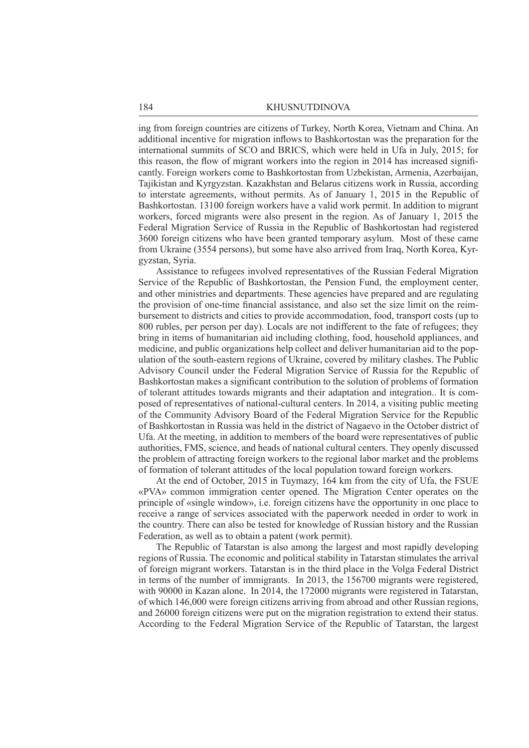ing from foreign countries are citizens of Turkey, North Korea, Vietnam and China. An additional incentive for migration inflows to Bashkortostan was the preparation for the international summits of SCO and BRICS, which were held in Ufa in July, 2015; for this reason, the flow of migrant workers into the region in 2014 has increased significantly. Foreign workers come to Bashkortostan from Uzbekistan, Armenia, Azerbaijan, Tajikistan and Kyrgyzstan. Kazakhstan and Belarus citizens work in Russia, according to interstate agreements, without permits. As of January 1, 2015 in the Republic of Bashkortostan. 13100 foreign workers have a valid work permit. In addition to migrant workers, forced migrants were also present in the region. As of January 1, 2015 the Federal Migration Service of Russia in the Republic of Bashkortostan had registered 3600 foreign citizens who have been granted temporary asylum. Most of these came from Ukraine (3554 persons), but some have also arrived from Iraq, North Korea, Kyrgyzstan, Syria.

Assistance to refugees involved representatives of the Russian Federal Migration Service of the Republic of Bashkortostan, the Pension Fund, the employment center, and other ministries and departments. These agencies have prepared and are regulating the provision of one-time financial assistance, and also set the size limit on the reimbursement to districts and cities to provide accommodation, food, transport costs (up to 800 rubles, per person per day). Locals are not indifferent to the fate of refugees; they bring in items of humanitarian aid including clothing, food, household appliances, and medicine, and public organizations help collect and deliver humanitarian aid to the population of the south-eastern regions of Ukraine, covered by military clashes. The Public Advisory Council under the Federal Migration Service of Russia for the Republic of Bashkortostan makes a significant contribution to the solution of problems of formation of tolerant attitudes towards migrants and their adaptation and integration.. It is composed of representatives of national-cultural centers. In 2014, a visiting public meeting of the Community Advisory Board of the Federal Migration Service for the Republic of Bashkortostan in Russia was held in the district of Nagaevo in the October district of Ufa. At the meeting, in addition to members of the board were representatives of public authorities, FMS, science, and heads of national cultural centers. They openly discussed the problem of attracting foreign workers to the regional labor market and the problems of formation of tolerant attitudes of the local population toward foreign workers.

At the end of October, 2015 in Tuymazy, 164 km from the city of Ufa, the FSUE «PVA» common immigration center opened. The Migration Center operates on the principle of «single window», i.e. foreign citizens have the opportunity in one place to receive a range of services associated with the paperwork needed in order to work in the country. There can also be tested for knowledge of Russian history and the Russian Federation, as well as to obtain a patent (work permit).

The Republic of Tatarstan is also among the largest and most rapidly developing regions of Russia. The economic and political stability in Tatarstan stimulates the arrival of foreign migrant workers. Tatarstan is in the third place in the Volga Federal District in terms of the number of immigrants. In 2013, the 156700 migrants were registered, with 90000 in Kazan alone. In 2014, the 172000 migrants were registered in Tatarstan, of which 146,000 were foreign citizens arriving from abroad and other Russian regions, and 26000 foreign citizens were put on the migration registration to extend their status. According to the Federal Migration Service of the Republic of Tatarstan, the largest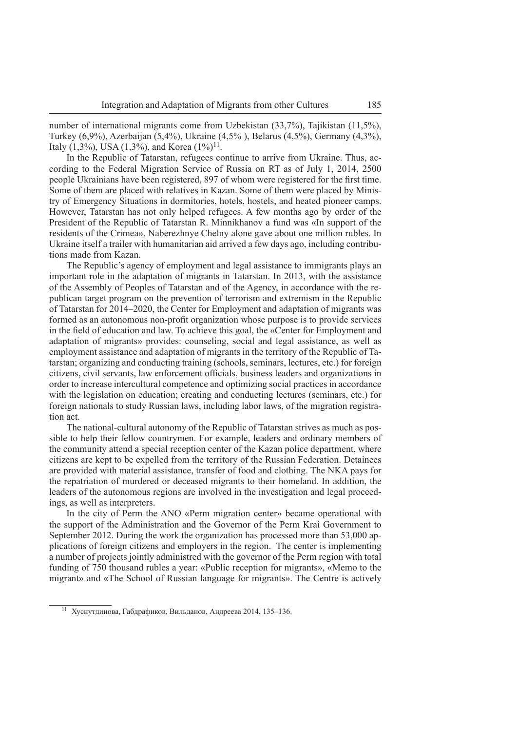number of international migrants come from Uzbekistan (33,7%), Tajikistan (11,5%), Turkey (6,9%), Azerbaijan (5,4%), Ukraine (4,5% ), Belarus (4,5%), Germany (4,3%), Italy (1,3%), USA (1,3%), and Korea (1%)[11].

In the Republic of Tatarstan, refugees continue to arrive from Ukraine. Thus, according to the Federal Migration Service of Russia on RT as of July 1, 2014, 2500 people Ukrainians have been registered, 897 of whom were registered for the first time. Some of them are placed with relatives in Kazan. Some of them were placed by Ministry of Emergency Situations in dormitories, hotels, hostels, and heated pioneer camps. However, Tatarstan has not only helped refugees. A few months ago by order of the President of the Republic of Tatarstan R. Minnikhanov a fund was «In support of the residents of the Crimea». Naberezhnye Chelny alone gave about one million rubles. In Ukraine itself a trailer with humanitarian aid arrived a few days ago, including contributions made from Kazan.

The Republic's agency of employment and legal assistance to immigrants plays an important role in the adaptation of migrants in Tatarstan. In 2013, with the assistance of the Assembly of Peoples of Tatarstan and of the Agency, in accordance with the republican target program on the prevention of terrorism and extremism in the Republic of Tatarstan for 2014–2020, the Center for Employment and adaptation of migrants was formed as an autonomous non-profit organization whose purpose is to provide services in the field of education and law. To achieve this goal, the «Center for Employment and adaptation of migrants» provides: counseling, social and legal assistance, as well as employment assistance and adaptation of migrants in the territory of the Republic of Tatarstan; organizing and conducting training (schools, seminars, lectures, etc.) for foreign citizens, civil servants, law enforcement officials, business leaders and organizations in order to increase intercultural competence and optimizing social practices in accordance with the legislation on education; creating and conducting lectures (seminars, etc.) for foreign nationals to study Russian laws, including labor laws, of the migration registration act.

The national-cultural autonomy of the Republic of Tatarstan strives as much as possible to help their fellow countrymen. For example, leaders and ordinary members of the community attend a special reception center of the Kazan police department, where citizens are kept to be expelled from the territory of the Russian Federation. Detainees are provided with material assistance, transfer of food and clothing. The NKA pays for the repatriation of murdered or deceased migrants to their homeland. In addition, the leaders of the autonomous regions are involved in the investigation and legal proceedings, as well as interpreters.

In the city of Perm the ANO «Perm migration center» became operational with the support of the Administration and the Governor of the Perm Krai Government to September 2012. During the work the organization has processed more than 53,000 applications of foreign citizens and employers in the region. The center is implementing a number of projects jointly administred with the governor of the Perm region with total funding of 750 thousand rubles a year: «Public reception for migrants», «Memo to the migrant» and «The School of Russian language for migrants». The Centre is actively

[11] Хуснутдинова, Габдрафиков, Вильданов, Андреева 2014, 135–136.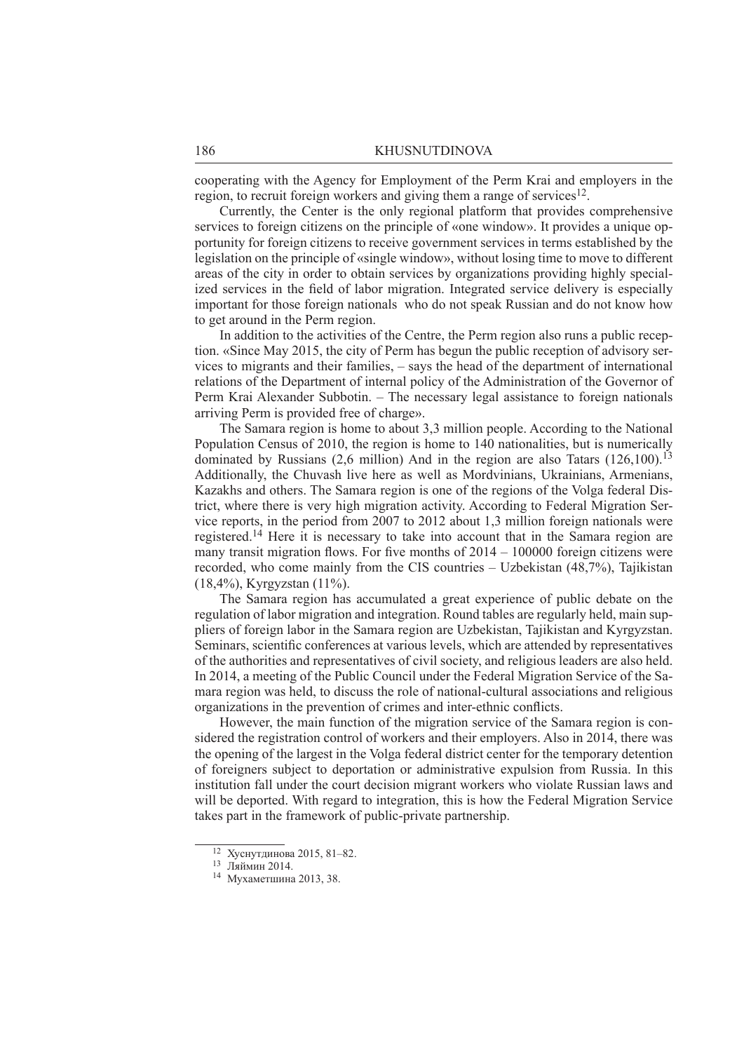cooperating with the Agency for Employment of the Perm Krai and employers in the region, to recruit foreign workers and giving them a range of services[12].

Currently, the Center is the only regional platform that provides comprehensive services to foreign citizens on the principle of «one window». It provides a unique opportunity for foreign citizens to receive government services in terms established by the legislation on the principle of «single window», without losing time to move to different areas of the city in order to obtain services by organizations providing highly specialized services in the field of labor migration. Integrated service delivery is especially important for those foreign nationals who do not speak Russian and do not know how to get around in the Perm region.

In addition to the activities of the Centre, the Perm region also runs a public reception. «Since May 2015, the city of Perm has begun the public reception of advisory services to migrants and their families, – says the head of the department of international relations of the Department of internal policy of the Administration of the Governor of Perm Krai Alexander Subbotin. – The necessary legal assistance to foreign nationals arriving Perm is provided free of charge».

The Samara region is home to about 3,3 million people. According to the National Population Census of 2010, the region is home to 140 nationalities, but is numerically dominated by Russians (2,6 million) And in the region are also Tatars (126,100).[13] Additionally, the Chuvash live here as well as Mordvinians, Ukrainians, Armenians, Kazakhs and others. The Samara region is one of the regions of the Volga federal District, where there is very high migration activity. According to Federal Migration Service reports, in the period from 2007 to 2012 about 1,3 million foreign nationals were registered.[14] Here it is necessary to take into account that in the Samara region are many transit migration flows. For five months of 2014 – 100000 foreign citizens were recorded, who come mainly from the CIS countries – Uzbekistan (48,7%), Tajikistan (18,4%), Kyrgyzstan (11%).

The Samara region has accumulated a great experience of public debate on the regulation of labor migration and integration. Round tables are regularly held, main suppliers of foreign labor in the Samara region are Uzbekistan, Tajikistan and Kyrgyzstan. Seminars, scientific conferences at various levels, which are attended by representatives of the authorities and representatives of civil society, and religious leaders are also held. In 2014, a meeting of the Public Council under the Federal Migration Service of the Samara region was held, to discuss the role of national-cultural associations and religious organizations in the prevention of crimes and inter-ethnic conflicts.

However, the main function of the migration service of the Samara region is considered the registration control of workers and their employers. Also in 2014, there was the opening of the largest in the Volga federal district center for the temporary detention of foreigners subject to deportation or administrative expulsion from Russia. In this institution fall under the court decision migrant workers who violate Russian laws and will be deported. With regard to integration, this is how the Federal Migration Service takes part in the framework of public-private partnership.

---

[12] Хуснутдинова 2015, 81–82.

[13] Ляймин 2014.

[14] Мухаметшина 2013, 38.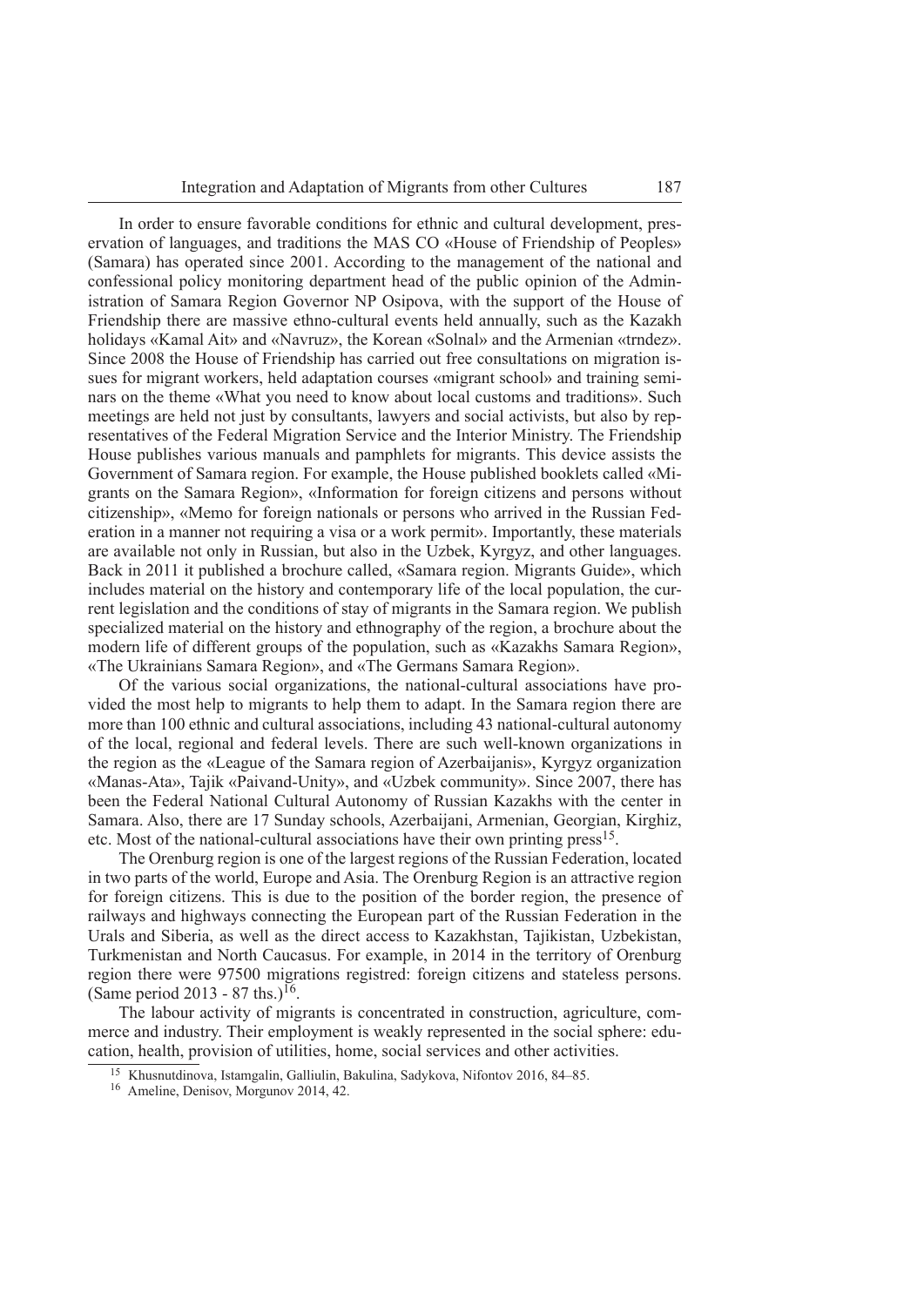In order to ensure favorable conditions for ethnic and cultural development, preservation of languages, and traditions the MAS CO «House of Friendship of Peoples» (Samara) has operated since 2001. According to the management of the national and confessional policy monitoring department head of the public opinion of the Administration of Samara Region Governor NP Osipova, with the support of the House of Friendship there are massive ethno-cultural events held annually, such as the Kazakh holidays «Kamal Ait» and «Navruz», the Korean «Solnal» and the Armenian «trndez». Since 2008 the House of Friendship has carried out free consultations on migration issues for migrant workers, held adaptation courses «migrant school» and training seminars on the theme «What you need to know about local customs and traditions». Such meetings are held not just by consultants, lawyers and social activists, but also by representatives of the Federal Migration Service and the Interior Ministry. The Friendship House publishes various manuals and pamphlets for migrants. This device assists the Government of Samara region. For example, the House published booklets called «Migrants on the Samara Region», «Information for foreign citizens and persons without citizenship», «Memo for foreign nationals or persons who arrived in the Russian Federation in a manner not requiring a visa or a work permit». Importantly, these materials are available not only in Russian, but also in the Uzbek, Kyrgyz, and other languages. Back in 2011 it published a brochure called, «Samara region. Migrants Guide», which includes material on the history and contemporary life of the local population, the current legislation and the conditions of stay of migrants in the Samara region. We publish specialized material on the history and ethnography of the region, a brochure about the modern life of different groups of the population, such as «Kazakhs Samara Region», «The Ukrainians Samara Region», and «The Germans Samara Region».

Of the various social organizations, the national-cultural associations have provided the most help to migrants to help them to adapt. In the Samara region there are more than 100 ethnic and cultural associations, including 43 national-cultural autonomy of the local, regional and federal levels. There are such well-known organizations in the region as the «League of the Samara region of Azerbaijanis», Kyrgyz organization «Manas-Ata», Tajik «Paivand-Unity», and «Uzbek community». Since 2007, there has been the Federal National Cultural Autonomy of Russian Kazakhs with the center in Samara. Also, there are 17 Sunday schools, Azerbaijani, Armenian, Georgian, Kirghiz, etc. Most of the national-cultural associations have their own printing press[15].

The Orenburg region is one of the largest regions of the Russian Federation, located in two parts of the world, Europe and Asia. The Orenburg Region is an attractive region for foreign citizens. This is due to the position of the border region, the presence of railways and highways connecting the European part of the Russian Federation in the Urals and Siberia, as well as the direct access to Kazakhstan, Tajikistan, Uzbekistan, Turkmenistan and North Caucasus. For example, in 2014 in the territory of Orenburg region there were 97500 migrations registred: foreign citizens and stateless persons. (Same period 2013 - 87 ths.)[16].

The labour activity of migrants is concentrated in construction, agriculture, commerce and industry. Their employment is weakly represented in the social sphere: education, health, provision of utilities, home, social services and other activities.

---

[15] Khusnutdinova, Istamgalin, Galliulin, Bakulina, Sadykova, Nifontov 2016, 84–85.

[16] Ameline, Denisov, Morgunov 2014, 42.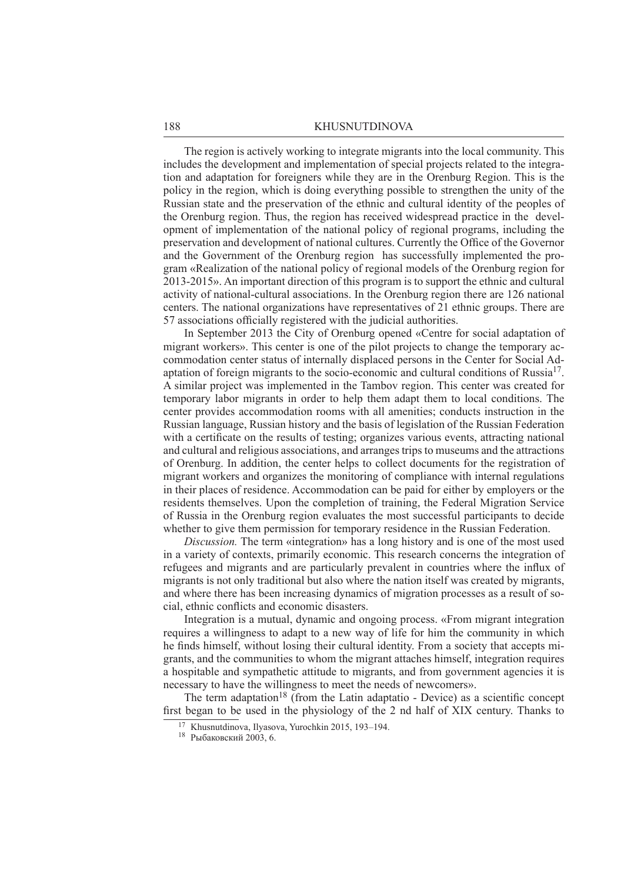The region is actively working to integrate migrants into the local community. This includes the development and implementation of special projects related to the integration and adaptation for foreigners while they are in the Orenburg Region. This is the policy in the region, which is doing everything possible to strengthen the unity of the Russian state and the preservation of the ethnic and cultural identity of the peoples of the Orenburg region. Thus, the region has received widespread practice in the development of implementation of the national policy of regional programs, including the preservation and development of national cultures. Currently the Office of the Governor and the Government of the Orenburg region has successfully implemented the program «Realization of the national policy of regional models of the Orenburg region for 2013-2015». An important direction of this program is to support the ethnic and cultural activity of national-cultural associations. In the Orenburg region there are 126 national centers. The national organizations have representatives of 21 ethnic groups. There are 57 associations officially registered with the judicial authorities.

In September 2013 the City of Orenburg opened «Centre for social adaptation of migrant workers». This center is one of the pilot projects to change the temporary accommodation center status of internally displaced persons in the Center for Social Adaptation of foreign migrants to the socio-economic and cultural conditions of Russia[17]. A similar project was implemented in the Tambov region. This center was created for temporary labor migrants in order to help them adapt them to local conditions. The center provides accommodation rooms with all amenities; conducts instruction in the Russian language, Russian history and the basis of legislation of the Russian Federation with a certificate on the results of testing; organizes various events, attracting national and cultural and religious associations, and arranges trips to museums and the attractions of Orenburg. In addition, the center helps to collect documents for the registration of migrant workers and organizes the monitoring of compliance with internal regulations in their places of residence. Accommodation can be paid for either by employers or the residents themselves. Upon the completion of training, the Federal Migration Service of Russia in the Orenburg region evaluates the most successful participants to decide whether to give them permission for temporary residence in the Russian Federation.

*Discussion.* The term «integration» has a long history and is one of the most used in a variety of contexts, primarily economic. This research concerns the integration of refugees and migrants and are particularly prevalent in countries where the influx of migrants is not only traditional but also where the nation itself was created by migrants, and where there has been increasing dynamics of migration processes as a result of social, ethnic conflicts and economic disasters.

Integration is a mutual, dynamic and ongoing process. «From migrant integration requires a willingness to adapt to a new way of life for him the community in which he finds himself, without losing their cultural identity. From a society that accepts migrants, and the communities to whom the migrant attaches himself, integration requires a hospitable and sympathetic attitude to migrants, and from government agencies it is necessary to have the willingness to meet the needs of newcomers».

The term adaptation[18] (from the Latin adaptatio - Device) as a scientific concept first began to be used in the physiology of the 2 nd half of XIX century. Thanks to

[17] Khusnutdinova, Ilyasova, Yurochkin 2015, 193–194.

[18] Рыбаковский 2003, 6.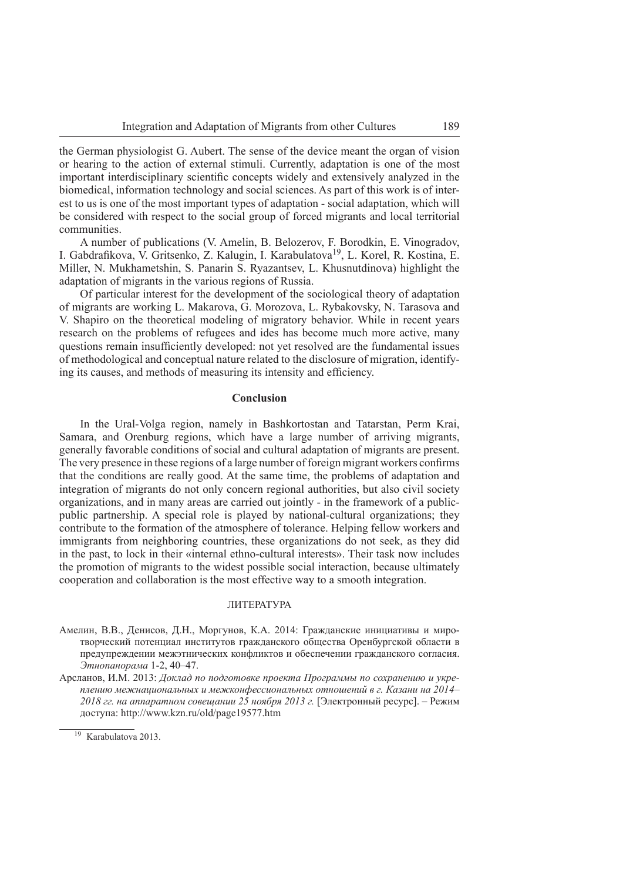the German physiologist G. Aubert. The sense of the device meant the organ of vision or hearing to the action of external stimuli. Currently, adaptation is one of the most important interdisciplinary scientific concepts widely and extensively analyzed in the biomedical, information technology and social sciences. As part of this work is of interest to us is one of the most important types of adaptation - social adaptation, which will be considered with respect to the social group of forced migrants and local territorial communities.

A number of publications (V. Amelin, B. Belozerov, F. Borodkin, E. Vinogradov, I. Gabdrafikova, V. Gritsenko, Z. Kalugin, I. Karabulatova[19], L. Korel, R. Kostina, E. Miller, N. Mukhametshin, S. Panarin S. Ryazantsev, L. Khusnutdinova) highlight the adaptation of migrants in the various regions of Russia.

Of particular interest for the development of the sociological theory of adaptation of migrants are working L. Makarova, G. Morozova, L. Rybakovsky, N. Tarasova and V. Shapiro on the theoretical modeling of migratory behavior. While in recent years research on the problems of refugees and ides has become much more active, many questions remain insufficiently developed: not yet resolved are the fundamental issues of methodological and conceptual nature related to the disclosure of migration, identifying its causes, and methods of measuring its intensity and efficiency.

## Conclusion

In the Ural-Volga region, namely in Bashkortostan and Tatarstan, Perm Krai, Samara, and Orenburg regions, which have a large number of arriving migrants, generally favorable conditions of social and cultural adaptation of migrants are present. The very presence in these regions of a large number of foreign migrant workers confirms that the conditions are really good. At the same time, the problems of adaptation and integration of migrants do not only concern regional authorities, but also civil society organizations, and in many areas are carried out jointly - in the framework of a public-public partnership. A special role is played by national-cultural organizations; they contribute to the formation of the atmosphere of tolerance. Helping fellow workers and immigrants from neighboring countries, these organizations do not seek, as they did in the past, to lock in their «internal ethno-cultural interests». Their task now includes the promotion of migrants to the widest possible social interaction, because ultimately cooperation and collaboration is the most effective way to a smooth integration.

## ЛИТЕРАТУРА

Амелин, В.В., Денисов, Д.Н., Моргунов, К.А. 2014: Гражданские инициативы и миротворческий потенциал институтов гражданского общества Оренбургской области в предупреждении межэтнических конфликтов и обеспечении гражданского согласия. *Этнопанорама* 1-2, 40–47.

Арсланов, И.М. 2013: *Доклад по подготовке проекта Программы по сохранению и укреплению межнациональных и межконфессиональных отношений в г. Казани на 2014–2018 гг. на аппаратном совещании 25 ноября 2013 г.* [Электронный ресурс]. – Режим доступа: http://www.kzn.ru/old/page19577.htm

[19] Karabulatova 2013.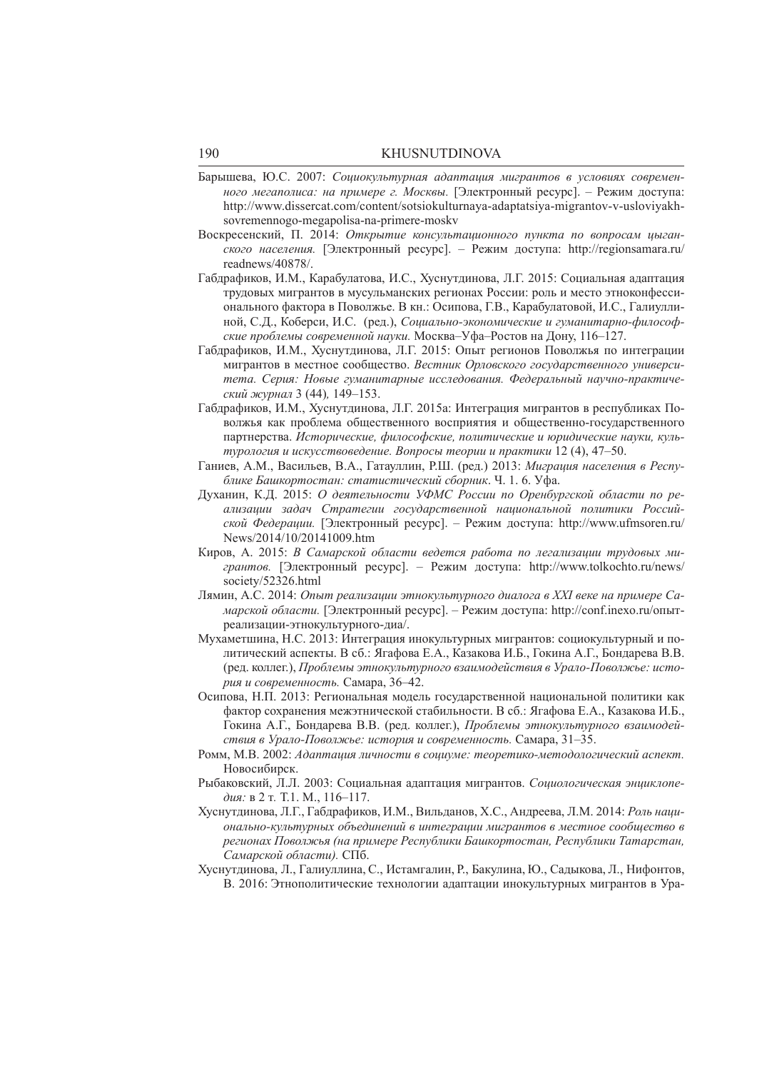Барышева, Ю.С. 2007: *Социокультурная адаптация мигрантов в условиях современного мегаполиса: на примере г. Москвы.* [Электронный ресурс]. – Режим доступа: http://www.dissercat.com/content/sotsiokulturnaya-adaptatsiya-migrantov-v-usloviyakh-sovremennogo-megapolisa-na-primere-moskv

Воскресенский, П. 2014: *Открытие консультационного пункта по вопросам цыганского населения.* [Электронный ресурс]. – Режим доступа: http://regionsamara.ru/readnews/40878/.

Габдрафиков, И.М., Карабулатова, И.С., Хуснутдинова, Л.Г. 2015: Социальная адаптация трудовых мигрантов в мусульманских регионах России: роль и место этноконфессионального фактора в Поволжье. В кн.: Осипова, Г.В., Карабулатовой, И.С., Галиуллиной, С.Д., Коберси, И.С. (ред.), *Социально-экономические и гуманитарно-философские проблемы современной науки.* Москва–Уфа–Ростов на Дону, 116–127.

Габдрафиков, И.М., Хуснутдинова, Л.Г. 2015: Опыт регионов Поволжья по интеграции мигрантов в местное сообщество. *Вестник Орловского государственного университета. Серия: Новые гуманитарные исследования. Федеральный научно-практический журнал* 3 (44)*,* 149–153.

Габдрафиков, И.М., Хуснутдинова, Л.Г. 2015a: Интеграция мигрантов в республиках Поволжья как проблема общественного восприятия и общественно-государственного партнерства. *Исторические, философские, политические и юридические науки, культурология и искусствоведение. Вопросы теории и практики* 12 (4), 47–50.

Ганиев, А.М., Васильев, В.А., Гатауллин, Р.Ш. (ред.) 2013: *Миграция населения в Республике Башкортостан: статистический сборник*. Ч. 1. 6. Уфа.

Духанин, К.Д. 2015: *О деятельности УФМС России по Оренбургской области по реализации задач Стратегии государственной национальной политики Российской Федерации.* [Электронный ресурс]. – Режим доступа: http://www.ufmsoren.ru/News/2014/10/20141009.htm

Киров, А. 2015: *В Самарской области ведется работа по легализации трудовых мигрантов.* [Электронный ресурс]. – Режим доступа: http://www.tolkochto.ru/news/society/52326.html

Лямин, А.С. 2014: *Опыт реализации этнокультурного диалога в XXI веке на примере Самарской области.* [Электронный ресурс]. – Режим доступа: http://conf.inexo.ru/опыт-реализации-этнокультурного-диа/.

Мухаметшина, Н.С. 2013: Интеграция инокультурных мигрантов: социокультурный и политический аспекты. В сб.: Ягафова Е.А., Казакова И.Б., Гокина А.Г., Бондарева В.В. (ред. коллег.), *Проблемы этнокультурного взаимодействия в Урало-Поволжье: история и современность.* Самара, 36–42.

Осипова, Н.П. 2013: Региональная модель государственной национальной политики как фактор сохранения межэтнической стабильности. В сб.: Ягафова Е.А., Казакова И.Б., Гокина А.Г., Бондарева В.В. (ред. коллег.), *Проблемы этнокультурного взаимодействия в Урало-Поволжье: история и современность.* Самара, 31–35.

Ромм, М.В. 2002: *Адаптация личности в социуме: теоретико-методологический аспект.* Новосибирск.

Рыбаковский, Л.Л. 2003: Социальная адаптация мигрантов. *Социологическая энциклопедия:* в 2 т. Т.1. М., 116–117.

Хуснутдинова, Л.Г., Габдрафиков, И.М., Вильданов, Х.С., Андреева, Л.М. 2014: *Роль национально-культурных объединений в интеграции мигрантов в местное сообщество в регионах Поволжья (на примере Республики Башкортостан, Республики Татарстан, Самарской области).* СПб.

Хуснутдинова, Л., Галиуллина, С., Истамгалин, Р., Бакулина, Ю., Садыкова, Л., Нифонтов, В. 2016: Этнополитические технологии адаптации инокультурных мигрантов в Ура-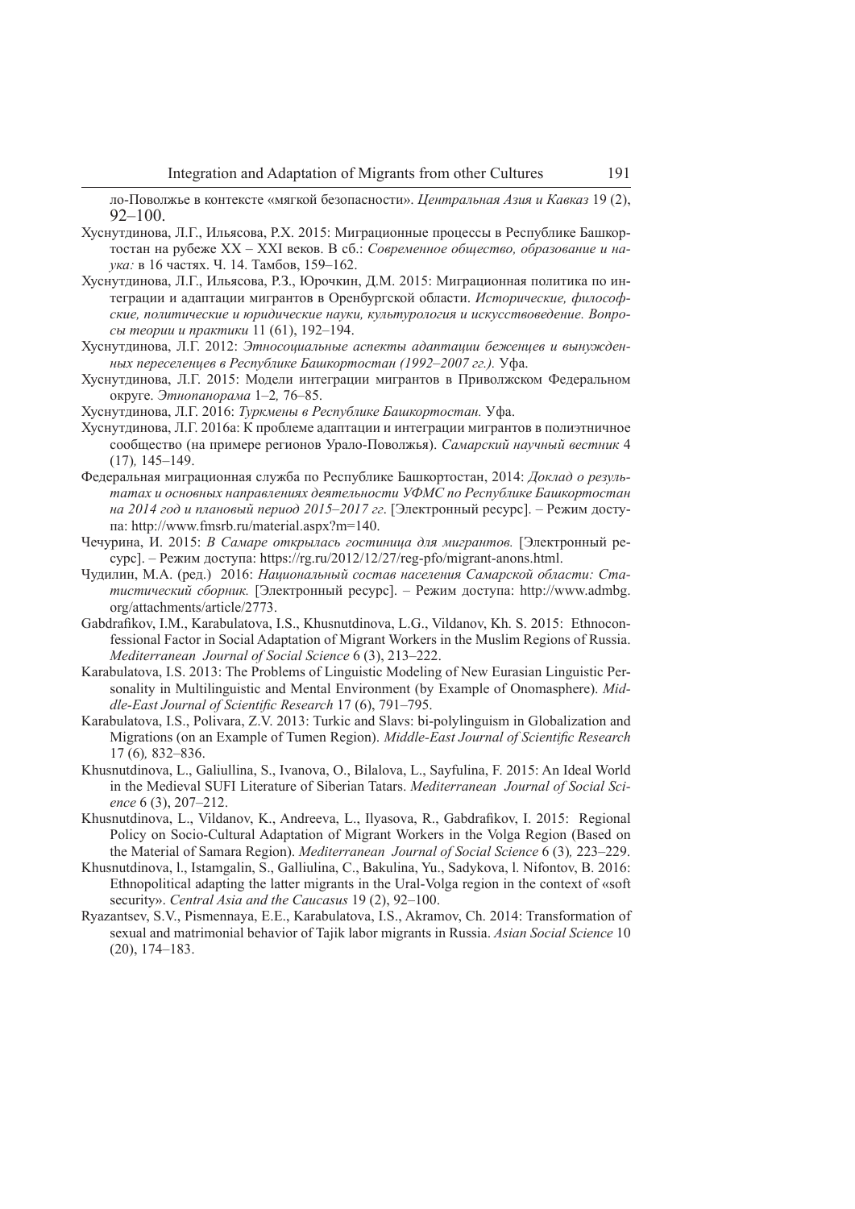ло-Поволжье в контексте «мягкой безопасности». *Центральная Азия и Кавказ* 19 (2), 92–100.

Хуснутдинова, Л.Г., Ильясова, Р.Х. 2015: Миграционные процессы в Республике Башкортостан на рубеже XX – XXI веков. В сб.: *Современное общество, образование и наука:* в 16 частях. Ч. 14. Тамбов, 159–162.

Хуснутдинова, Л.Г., Ильясова, Р.З., Юрочкин, Д.М. 2015: Миграционная политика по интеграции и адаптации мигрантов в Оренбургской области. *Исторические, философские, политические и юридические науки, культурология и искусствоведение. Вопросы теории и практики* 11 (61), 192–194.

Хуснутдинова, Л.Г. 2012: *Этносоциальные аспекты адаптации беженцев и вынужденных переселенцев в Республике Башкортостан (1992–2007 гг.).* Уфа.

Хуснутдинова, Л.Г. 2015: Модели интеграции мигрантов в Приволжском Федеральном округе. *Этнопанорама* 1–2*,* 76–85.

Хуснутдинова, Л.Г. 2016: *Туркмены в Республике Башкортостан.* Уфа.

Хуснутдинова, Л.Г. 2016а: К проблеме адаптации и интеграции мигрантов в полиэтничное сообщество (на примере регионов Урало-Поволжья). *Самарский научный вестник* 4 (17)*,* 145–149.

Федеральная миграционная служба по Республике Башкортостан, 2014: *Доклад о результатах и основных направлениях деятельности УФМС по Республике Башкортостан на 2014 год и плановый период 2015–2017 гг*. [Электронный ресурс]. – Режим доступа: http://www.fmsrb.ru/material.aspx?m=140.

Чечурина, И. 2015: *В Самаре открылась гостиница для мигрантов.* [Электронный ресурс]. – Режим доступа: https://rg.ru/2012/12/27/reg-pfo/migrant-anons.html.

Чудилин, М.А. (ред.) 2016: *Национальный состав населения Самарской области: Статистический сборник.* [Электронный ресурс]. – Режим доступа: http://www.admbg.org/attachments/article/2773.

Gabdrafikov, I.M., Karabulatova, I.S., Khusnutdinova, L.G., Vildanov, Kh. S. 2015: Ethnoconfessional Factor in Social Adaptation of Migrant Workers in the Muslim Regions of Russia. *Mediterranean Journal of Social Science* 6 (3), 213–222.

Karabulatova, I.S. 2013: The Problems of Linguistic Modeling of New Eurasian Linguistic Personality in Multilinguistic and Mental Environment (by Example of Onomasphere). *Middle-East Journal of Scientific Research* 17 (6), 791–795.

Karabulatova, I.S., Polivara, Z.V. 2013: Turkic and Slavs: bi-polylinguism in Globalization and Migrations (on an Example of Tumen Region). *Middle-East Journal of Scientific Research* 17 (6)*,* 832–836.

Khusnutdinova, L., Galiullina, S., Ivanova, O., Bilalova, L., Sayfulina, F. 2015: An Ideal World in the Medieval SUFI Literature of Siberian Tatars. *Mediterranean Journal of Social Science* 6 (3), 207–212.

Khusnutdinova, L., Vildanov, K., Andreeva, L., Ilyasova, R., Gabdrafikov, I. 2015: Regional Policy on Socio-Cultural Adaptation of Migrant Workers in the Volga Region (Based on the Material of Samara Region). *Mediterranean Journal of Social Science* 6 (3)*,* 223–229.

Khusnutdinova, l., Istamgalin, S., Galliulina, C., Bakulina, Yu., Sadykova, l. Nifontov, B. 2016: Ethnopolitical adapting the latter migrants in the Ural-Volga region in the context of «soft security». *Central Asia and the Caucasus* 19 (2), 92–100.

Ryazantsev, S.V., Pismennaya, E.E., Karabulatova, I.S., Akramov, Ch. 2014: Transformation of sexual and matrimonial behavior of Tajik labor migrants in Russia. *Asian Social Science* 10 (20), 174–183.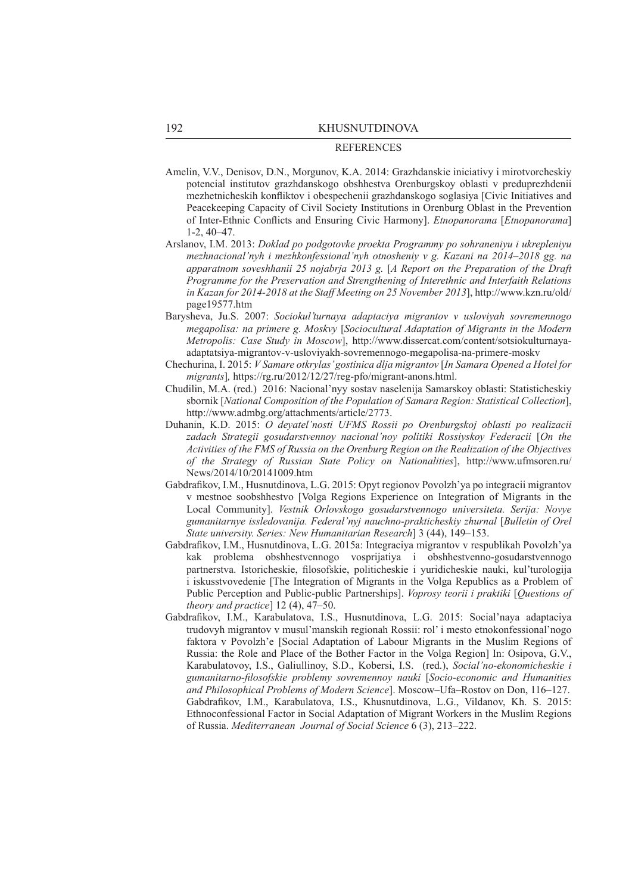## REFERENCES

Amelin, V.V., Denisov, D.N., Morgunov, K.A. 2014: Grazhdanskie iniciativy i mirotvorcheskiy potencial institutov grazhdanskogo obshhestva Orenburgskoy oblasti v preduprezhdenii mezhetnicheskih konfliktov i obespechenii grazhdanskogo soglasiya [Civic Initiatives and Peacekeeping Capacity of Civil Society Institutions in Orenburg Oblast in the Prevention of Inter-Ethnic Conflicts and Ensuring Civic Harmony]. *Etnopanorama* [*Etnopanorama*] 1-2, 40–47.

Arslanov, I.M. 2013: *Doklad po podgotovke proekta Programmy po sohraneniyu i ukrepleniyu mezhnacional'nyh i mezhkonfessional'nyh otnosheniy v g. Kazani na 2014–2018 gg. na apparatnom soveshhanii 25 nojabrja 2013 g.* [*A Report on the Preparation of the Draft Programme for the Preservation and Strengthening of Interethnic and Interfaith Relations in Kazan for 2014-2018 at the Staff Meeting on 25 November 2013*], http://www.kzn.ru/old/page19577.htm

Barysheva, Ju.S. 2007: *Sociokul'turnaya adaptaciya migrantov v usloviyah sovremennogo megapolisa: na primere g. Moskvy* [*Sociocultural Adaptation of Migrants in the Modern Metropolis: Case Study in Moscow*], http://www.dissercat.com/content/sotsiokulturnaya-adaptatsiya-migrantov-v-usloviyakh-sovremennogo-megapolisa-na-primere-moskv

Chechurina, I. 2015: *V Samare otkrylas' gostinica dlja migrantov* [*In Samara Opened a Hotel for migrants*], https://rg.ru/2012/12/27/reg-pfo/migrant-anons.html.

Chudilin, M.A. (red.) 2016: Nacional'nyy sostav naselenija Samarskoy oblasti: Statisticheskiy sbornik [*National Composition of the Population of Samara Region: Statistical Collection*], http://www.admbg.org/attachments/article/2773.

Duhanin, K.D. 2015: *O deyatel'nosti UFMS Rossii po Orenburgskoj oblasti po realizacii zadach Strategii gosudarstvennoy nacional'noy politiki Rossiyskoy Federacii* [*On the Activities of the FMS of Russia on the Orenburg Region on the Realization of the Objectives of the Strategy of Russian State Policy on Nationalities*], http://www.ufmsoren.ru/News/2014/10/20141009.htm

Gabdrafikov, I.M., Husnutdinova, L.G. 2015: Opyt regionov Povolzh'ya po integracii migrantov v mestnoe soobshhestvo [Volga Regions Experience on Integration of Migrants in the Local Community]. *Vestnik Orlovskogo gosudarstvennogo universiteta. Serija: Novye gumanitarnye issledovanija. Federal'nyj nauchno-prakticheskiy zhurnal* [*Bulletin of Orel State university. Series: New Humanitarian Research*] 3 (44), 149–153.

Gabdrafikov, I.M., Husnutdinova, L.G. 2015a: Integraciya migrantov v respublikah Povolzh'ya kak problema obshhestvennogo vosprijatiya i obshhestvenno-gosudarstvennogo partnerstva. Istoricheskie, filosofskie, politicheskie i yuridicheskie nauki, kul'turologija i iskusstvovedenie [The Integration of Migrants in the Volga Republics as a Problem of Public Perception and Public-public Partnerships]. *Voprosy teorii i praktiki* [*Questions of theory and practice*] 12 (4), 47–50.

Gabdrafikov, I.M., Karabulatova, I.S., Husnutdinova, L.G. 2015: Social'naya adaptaciya trudovyh migrantov v musul'manskih regionah Rossii: rol' i mesto etnokonfessional'nogo faktora v Povolzh'e [Social Adaptation of Labour Migrants in the Muslim Regions of Russia: the Role and Place of the Bother Factor in the Volga Region] In: Osipova, G.V., Karabulatovoy, I.S., Galiullinoy, S.D., Kobersi, I.S. (red.), *Social'no-ekonomicheskie i gumanitarno-filosofskie problemy sovremennoy nauki* [*Socio-economic and Humanities and Philosophical Problems of Modern Science*]. Moscow–Ufa–Rostov on Don, 116–127. Gabdrafikov, I.M., Karabulatova, I.S., Khusnutdinova, L.G., Vildanov, Kh. S. 2015: Ethnoconfessional Factor in Social Adaptation of Migrant Workers in the Muslim Regions of Russia. *Mediterranean Journal of Social Science* 6 (3), 213–222.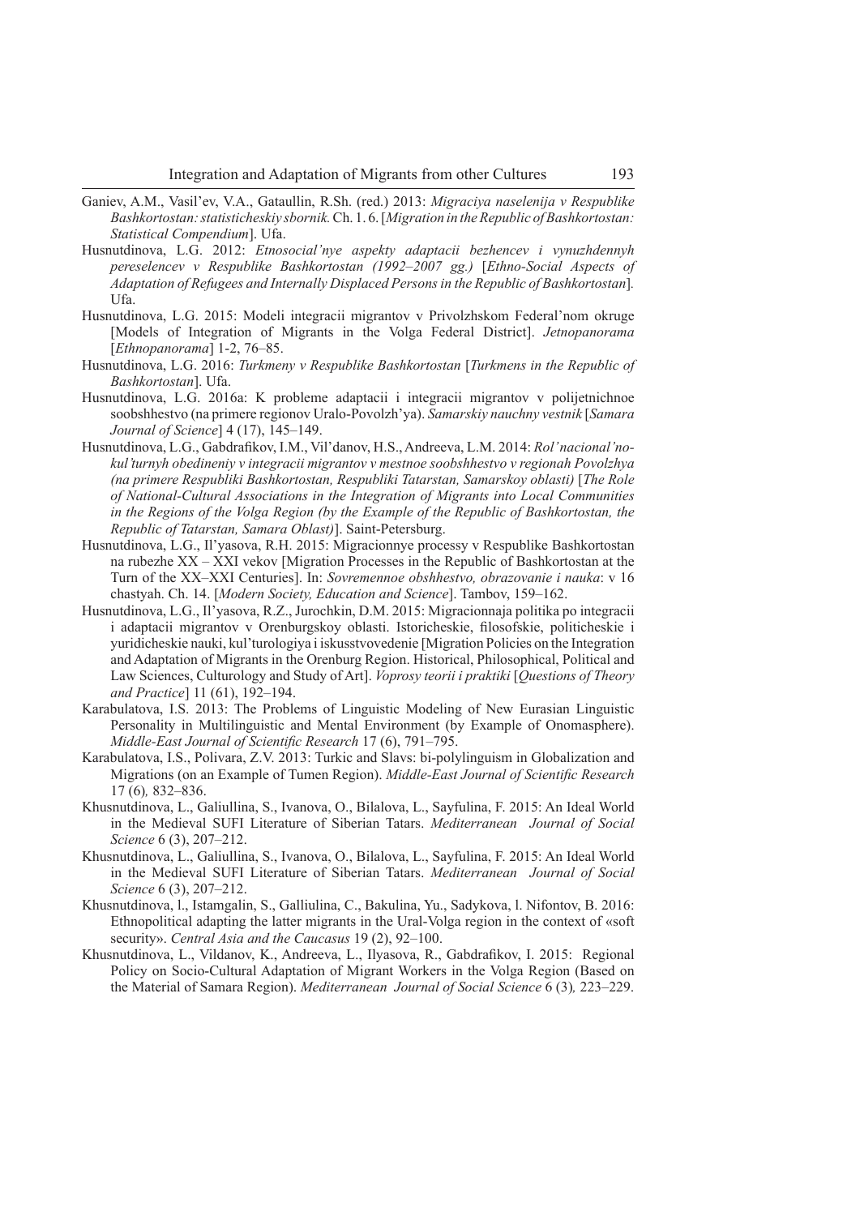Ganiev, A.M., Vasil'ev, V.A., Gataullin, R.Sh. (red.) 2013: *Migraciya naselenija v Respublike Bashkortostan: statisticheskiy sbornik.* Ch. 1. 6. [*Migration in the Republic of Bashkortostan: Statistical Compendium*]. Ufa.

Husnutdinova, L.G. 2012: *Etnosocial'nye aspekty adaptacii bezhencev i vynuzhdennyh pereselencev v Respublike Bashkortostan (1992–2007 gg.)* [*Ethno-Social Aspects of Adaptation of Refugees and Internally Displaced Persons in the Republic of Bashkortostan*]. Ufa.

Husnutdinova, L.G. 2015: Modeli integracii migrantov v Privolzhskom Federal'nom okruge [Models of Integration of Migrants in the Volga Federal District]. *Jetnopanorama* [*Ethnopanorama*] 1-2, 76–85.

Husnutdinova, L.G. 2016: *Turkmeny v Respublike Bashkortostan* [*Turkmens in the Republic of Bashkortostan*]. Ufa.

Husnutdinova, L.G. 2016a: K probleme adaptacii i integracii migrantov v polijetnichnoe soobshhestvo (na primere regionov Uralo-Povolzh'ya). *Samarskiy nauchny vestnik* [*Samara Journal of Science*] 4 (17), 145–149.

Husnutdinova, L.G., Gabdrafikov, I.M., Vil'danov, H.S., Andreeva, L.M. 2014: *Rol' nacional'no-kul'turnyh obedineniy v integracii migrantov v mestnoe soobshhestvo v regionah Povolzhya (na primere Respubliki Bashkortostan, Respubliki Tatarstan, Samarskoy oblasti)* [*The Role of National-Cultural Associations in the Integration of Migrants into Local Communities in the Regions of the Volga Region (by the Example of the Republic of Bashkortostan, the Republic of Tatarstan, Samara Oblast)*]. Saint-Petersburg.

Husnutdinova, L.G., Il'yasova, R.H. 2015: Migracionnye processy v Respublike Bashkortostan na rubezhe XX – XXI vekov [Migration Processes in the Republic of Bashkortostan at the Turn of the XX–XXI Centuries]. In: *Sovremennoe obshhestvo, obrazovanie i nauka*: v 16 chastyah. Ch. 14. [*Modern Society, Education and Science*]. Tambov, 159–162.

Husnutdinova, L.G., Il'yasova, R.Z., Jurochkin, D.M. 2015: Migracionnaja politika po integracii i adaptacii migrantov v Orenburgskoy oblasti. Istoricheskie, filosofskie, politicheskie i yuridicheskie nauki, kul'turologiya i iskusstvovedenie [Migration Policies on the Integration and Adaptation of Migrants in the Orenburg Region. Historical, Philosophical, Political and Law Sciences, Culturology and Study of Art]. *Voprosy teorii i praktiki* [*Questions of Theory and Practice*] 11 (61), 192–194.

Karabulatova, I.S. 2013: The Problems of Linguistic Modeling of New Eurasian Linguistic Personality in Multilinguistic and Mental Environment (by Example of Onomasphere). *Middle-East Journal of Scientific Research* 17 (6), 791–795.

Karabulatova, I.S., Polivara, Z.V. 2013: Turkic and Slavs: bi-polylinguism in Globalization and Migrations (on an Example of Tumen Region). *Middle-East Journal of Scientific Research* 17 (6), 832–836.

Khusnutdinova, L., Galiullina, S., Ivanova, O., Bilalova, L., Sayfulina, F. 2015: An Ideal World in the Medieval SUFI Literature of Siberian Tatars. *Mediterranean Journal of Social Science* 6 (3), 207–212.

Khusnutdinova, L., Galiullina, S., Ivanova, O., Bilalova, L., Sayfulina, F. 2015: An Ideal World in the Medieval SUFI Literature of Siberian Tatars. *Mediterranean Journal of Social Science* 6 (3), 207–212.

Khusnutdinova, l., Istamgalin, S., Galliulina, C., Bakulina, Yu., Sadykova, l. Nifontov, B. 2016: Ethnopolitical adapting the latter migrants in the Ural-Volga region in the context of «soft security». *Central Asia and the Caucasus* 19 (2), 92–100.

Khusnutdinova, L., Vildanov, K., Andreeva, L., Ilyasova, R., Gabdrafikov, I. 2015: Regional Policy on Socio-Cultural Adaptation of Migrant Workers in the Volga Region (Based on the Material of Samara Region). *Mediterranean Journal of Social Science* 6 (3), 223–229.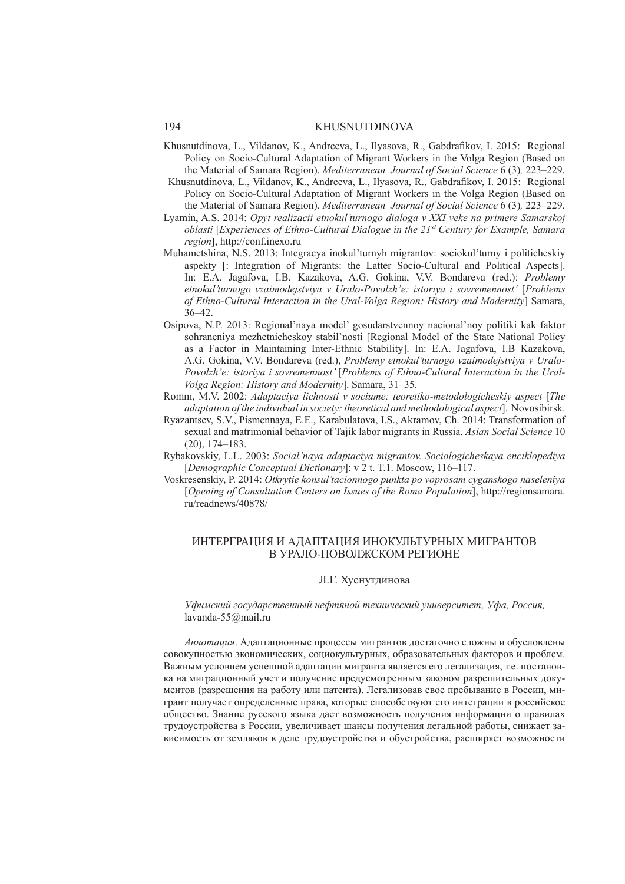Khusnutdinova, L., Vildanov, K., Andreeva, L., Ilyasova, R., Gabdrafikov, I. 2015: Regional Policy on Socio-Cultural Adaptation of Migrant Workers in the Volga Region (Based on the Material of Samara Region). *Mediterranean Journal of Social Science* 6 (3)*,* 223–229.

Khusnutdinova, L., Vildanov, K., Andreeva, L., Ilyasova, R., Gabdrafikov, I. 2015: Regional Policy on Socio-Cultural Adaptation of Migrant Workers in the Volga Region (Based on the Material of Samara Region). *Mediterranean Journal of Social Science* 6 (3)*,* 223–229.

Lyamin, A.S. 2014: *Opyt realizacii etnokul'turnogo dialoga v XXI veke na primere Samarskoj oblasti* [*Experiences of Ethno-Cultural Dialogue in the 21st Century for Example, Samara region*], http://conf.inexo.ru

Muhametshina, N.S. 2013: Integracya inokul'turnyh migrantov: sociokul'turny i politicheskiy aspekty [: Integration of Migrants: the Latter Socio-Cultural and Political Aspects]. In: E.A. Jagafova, I.B. Kazakova, A.G. Gokina, V.V. Bondareva (red.): *Problemy etnokul'turnogo vzaimodejstviya v Uralo-Povolzh'e: istoriya i sovremennost'* [*Problems of Ethno-Cultural Interaction in the Ural-Volga Region: History and Modernity*] Samara, 36–42.

Osipova, N.P. 2013: Regional'naya model' gosudarstvennoy nacional'noy politiki kak faktor sohraneniya mezhetnicheskoy stabil'nosti [Regional Model of the State National Policy as a Factor in Maintaining Inter-Ethnic Stability]. In: E.A. Jagafova, I.B Kazakova, A.G. Gokina, V.V. Bondareva (red.), *Problemy etnokul'turnogo vzaimodejstviya v Uralo-Povolzh'e: istoriya i sovremennost'* [*Problems of Ethno-Cultural Interaction in the Ural-Volga Region: History and Modernity*]. Samara, 31–35.

Romm, M.V. 2002: *Adaptaciya lichnosti v sociume: teoretiko-metodologicheskiy aspect* [*The adaptation of the individual in society: theoretical and methodological aspect*]. Novosibirsk.

Ryazantsev, S.V., Pismennaya, E.E., Karabulatova, I.S., Akramov, Ch. 2014: Transformation of sexual and matrimonial behavior of Tajik labor migrants in Russia. *Asian Social Science* 10 (20), 174–183.

Rybakovskiy, L.L. 2003: *Social'naya adaptaciya migrantov. Sociologicheskaya enciklopediya* [*Demographic Conceptual Dictionary*]: v 2 t. T.1. Moscow, 116–117.

Voskresenskiy, P. 2014: *Otkrytie konsul'tacionnogo punkta po voprosam cyganskogo naseleniya* [*Opening of Consultation Centers on Issues of the Roma Population*], http://regionsamara.ru/readnews/40878/

## ИНТЕРГРАЦИЯ И АДАПТАЦИЯ ИНОКУЛЬТУРНЫХ МИГРАНТОВ В УРАЛО-ПОВОЛЖСКОМ РЕГИОНЕ

Л.Г. Хуснутдинова

*Уфимский государственный нефтяной технический университет, Уфа, Россия,* lavanda-55@mail.ru

*Аннотация*. Адаптационные процессы мигрантов достаточно сложны и обусловлены совокупностью экономических, социокультурных, образовательных факторов и проблем. Важным условием успешной адаптации мигранта является его легализация, т.е. постановка на миграционный учет и получение предусмотренным законом разрешительных документов (разрешения на работу или патента). Легализовав свое пребывание в России, мигрант получает определенные права, которые способствуют его интеграции в российское общество. Знание русского языка дает возможность получения информации о правилах трудоустройства в России, увеличивает шансы получения легальной работы, снижает зависимость от земляков в деле трудоустройства и обустройства, расширяет возможности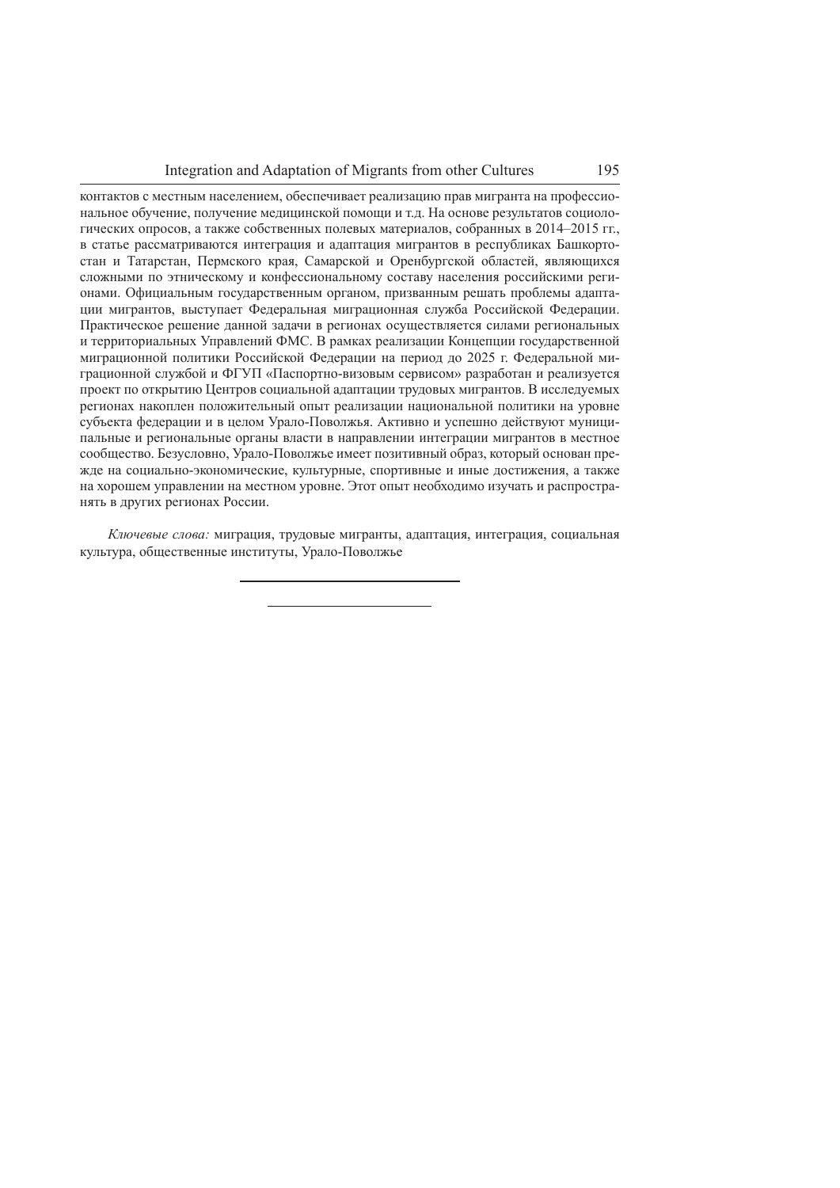контактов с местным населением, обеспечивает реализацию прав мигранта на профессиональное обучение, получение медицинской помощи и т.д. На основе результатов социологических опросов, а также собственных полевых материалов, собранных в 2014–2015 гг., в статье рассматриваются интеграция и адаптация мигрантов в республиках Башкортостан и Татарстан, Пермского края, Самарской и Оренбургской областей, являющихся сложными по этническому и конфессиональному составу населения российскими регионами. Официальным государственным органом, призванным решать проблемы адаптации мигрантов, выступает Федеральная миграционная служба Российской Федерации. Практическое решение данной задачи в регионах осуществляется силами региональных и территориальных Управлений ФМС. В рамках реализации Концепции государственной миграционной политики Российской Федерации на период до 2025 г. Федеральной миграционной службой и ФГУП «Паспортно-визовым сервисом» разработан и реализуется проект по открытию Центров социальной адаптации трудовых мигрантов. В исследуемых регионах накоплен положительный опыт реализации национальной политики на уровне субъекта федерации и в целом Урало-Поволжья. Активно и успешно действуют муниципальные и региональные органы власти в направлении интеграции мигрантов в местное сообщество. Безусловно, Урало-Поволжье имеет позитивный образ, который основан прежде на социально-экономические, культурные, спортивные и иные достижения, а также на хорошем управлении на местном уровне. Этот опыт необходимо изучать и распространять в других регионах России.

*Ключевые слова:* миграция, трудовые мигранты, адаптация, интеграция, социальная культура, общественные институты, Урало-Поволжье